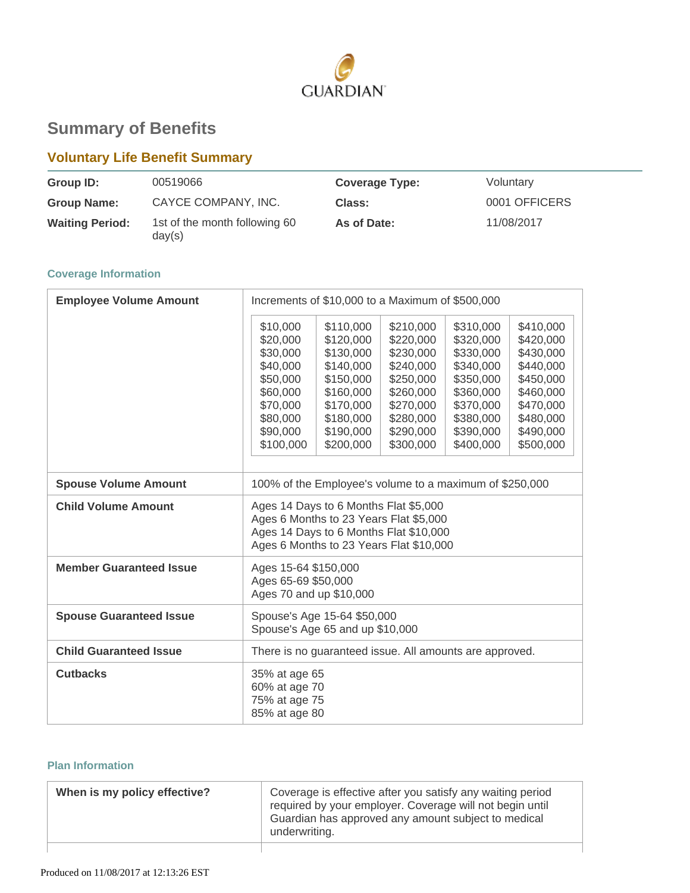GUARDIAN

# Summary of Benefits

## Voluntary Life Benefit Summary

| | | | |
|---|---|---|---|
| **Group ID:** | 00519066 | **Coverage Type:** | Voluntary |
| **Group Name:** | CAYCE COMPANY, INC. | **Class:** | 0001 OFFICERS |
| **Waiting Period:** | 1st of the month following 60 day(s) | **As of Date:** | 11/08/2017 |

### Coverage Information

| | |
|---|---|
| **Employee Volume Amount** | Increments of $10,000 to a Maximum of $500,000<br>$10,000 $20,000 $30,000 $40,000 $50,000 $60,000 $70,000 $80,000 $90,000 $100,000<br>$110,000 $120,000 $130,000 $140,000 $150,000 $160,000 $170,000 $180,000 $190,000 $200,000<br>$210,000 $220,000 $230,000 $240,000 $250,000 $260,000 $270,000 $280,000 $290,000 $300,000<br>$310,000 $320,000 $330,000 $340,000 $350,000 $360,000 $370,000 $380,000 $390,000 $400,000<br>$410,000 $420,000 $430,000 $440,000 $450,000 $460,000 $470,000 $480,000 $490,000 $500,000 |
| **Spouse Volume Amount** | 100% of the Employee's volume to a maximum of $250,000 |
| **Child Volume Amount** | Ages 14 Days to 6 Months Flat $5,000<br>Ages 6 Months to 23 Years Flat $5,000<br>Ages 14 Days to 6 Months Flat $10,000<br>Ages 6 Months to 23 Years Flat $10,000 |
| **Member Guaranteed Issue** | Ages 15-64 $150,000<br>Ages 65-69 $50,000<br>Ages 70 and up $10,000 |
| **Spouse Guaranteed Issue** | Spouse's Age 15-64 $50,000<br>Spouse's Age 65 and up $10,000 |
| **Child Guaranteed Issue** | There is no guaranteed issue. All amounts are approved. |
| **Cutbacks** | 35% at age 65<br>60% at age 70<br>75% at age 75<br>85% at age 80 |

### Plan Information

| | |
|---|---|
| **When is my policy effective?** | Coverage is effective after you satisfy any waiting period required by your employer. Coverage will not begin until Guardian has approved any amount subject to medical underwriting. |

Produced on 11/08/2017 at 12:13:26 EST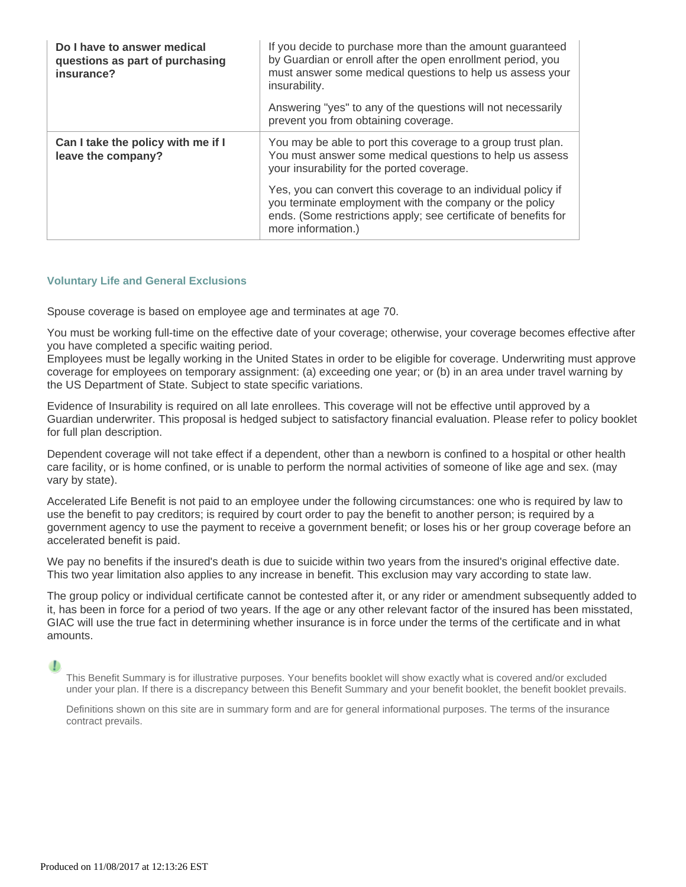| | |
|---|---|
| **Do I have to answer medical questions as part of purchasing insurance?** | If you decide to purchase more than the amount guaranteed by Guardian or enroll after the open enrollment period, you must answer some medical questions to help us assess your insurability.<br><br>Answering "yes" to any of the questions will not necessarily prevent you from obtaining coverage. |
| **Can I take the policy with me if I leave the company?** | You may be able to port this coverage to a group trust plan. You must answer some medical questions to help us assess your insurability for the ported coverage.<br><br>Yes, you can convert this coverage to an individual policy if you terminate employment with the company or the policy ends. (Some restrictions apply; see certificate of benefits for more information.) |

### Voluntary Life and General Exclusions

Spouse coverage is based on employee age and terminates at age 70.

You must be working full-time on the effective date of your coverage; otherwise, your coverage becomes effective after you have completed a specific waiting period.
Employees must be legally working in the United States in order to be eligible for coverage. Underwriting must approve coverage for employees on temporary assignment: (a) exceeding one year; or (b) in an area under travel warning by the US Department of State. Subject to state specific variations.

Evidence of Insurability is required on all late enrollees. This coverage will not be effective until approved by a Guardian underwriter. This proposal is hedged subject to satisfactory financial evaluation. Please refer to policy booklet for full plan description.

Dependent coverage will not take effect if a dependent, other than a newborn is confined to a hospital or other health care facility, or is home confined, or is unable to perform the normal activities of someone of like age and sex. (may vary by state).

Accelerated Life Benefit is not paid to an employee under the following circumstances: one who is required by law to use the benefit to pay creditors; is required by court order to pay the benefit to another person; is required by a government agency to use the payment to receive a government benefit; or loses his or her group coverage before an accelerated benefit is paid.

We pay no benefits if the insured's death is due to suicide within two years from the insured's original effective date. This two year limitation also applies to any increase in benefit. This exclusion may vary according to state law.

The group policy or individual certificate cannot be contested after it, or any rider or amendment subsequently added to it, has been in force for a period of two years. If the age or any other relevant factor of the insured has been misstated, GIAC will use the true fact in determining whether insurance is in force under the terms of the certificate and in what amounts.

This Benefit Summary is for illustrative purposes. Your benefits booklet will show exactly what is covered and/or excluded under your plan. If there is a discrepancy between this Benefit Summary and your benefit booklet, the benefit booklet prevails.

Definitions shown on this site are in summary form and are for general informational purposes. The terms of the insurance contract prevails.

Produced on 11/08/2017 at 12:13:26 EST